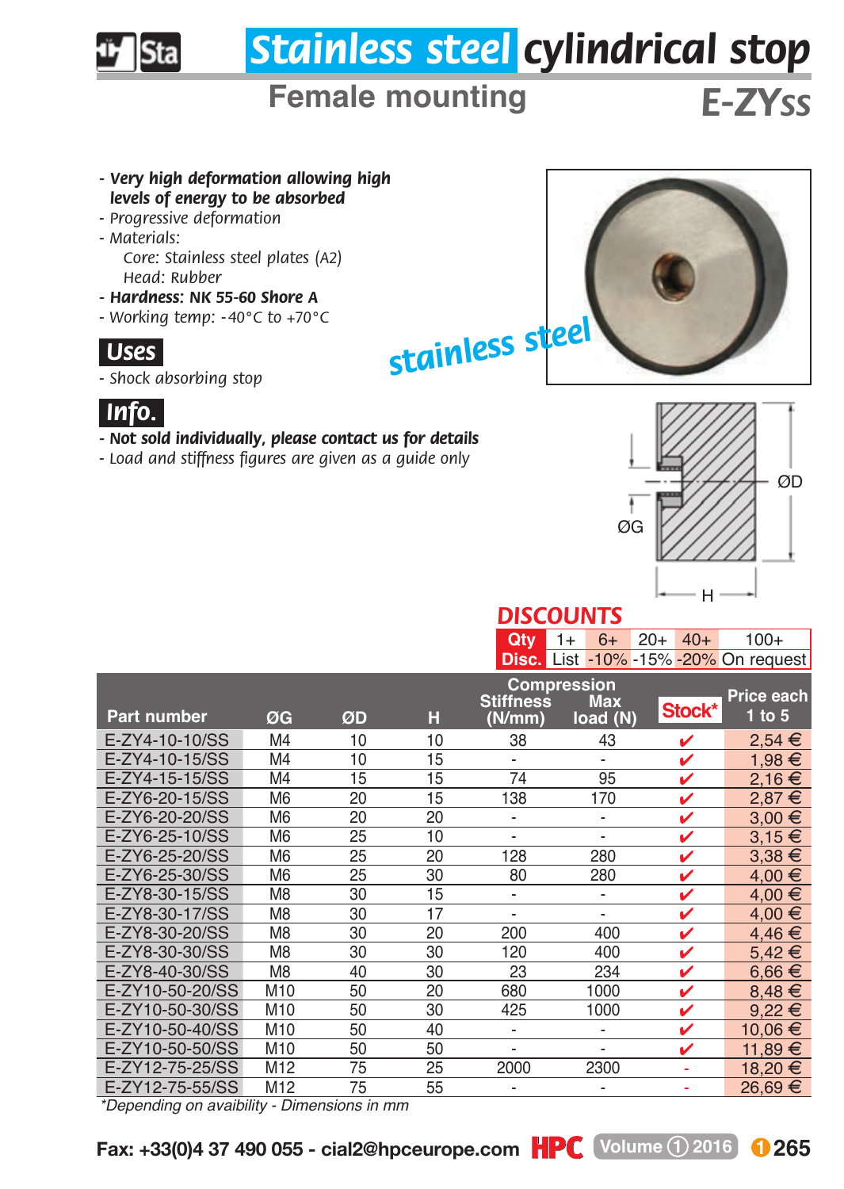# Stainless steel cylindrical stop

## Female mounting

**E-ZYSS**

- ***Very high deformation allowing high levels of energy to be absorbed***
- *Progressive deformation*
- *Materials:*
  - *Core: Stainless steel plates (A2)*
  - *Head: Rubber*
- ***Hardness: NK 55-60 Shore A***
- *Working temp: -40°C to +70°C*

stainless steel

### Uses

- *Shock absorbing stop*

### Info.

- ***Not sold individually, please contact us for details***
- *Load and stiffness figures are given as a guide only*

ØD

ØG

H

### DISCOUNTS

| Qty | 1+ | 6+ | 20+ | 40+ | 100+ |
|---|---|---|---|---|---|
| Disc. | List | -10% | -15% | -20% | On request |

| Part number | ØG | ØD | H | Compression Stiffness (N/mm) | Compression Max load (N) | Stock* | Price each 1 to 5 |
|---|---|---|---|---|---|---|---|
| E-ZY4-10-10/SS | M4 | 10 | 10 | 38 | 43 | ✔ | 2,54 € |
| E-ZY4-10-15/SS | M4 | 10 | 15 | - | - | ✔ | 1,98 € |
| E-ZY4-15-15/SS | M4 | 15 | 15 | 74 | 95 | ✔ | 2,16 € |
| E-ZY6-20-15/SS | M6 | 20 | 15 | 138 | 170 | ✔ | 2,87 € |
| E-ZY6-20-20/SS | M6 | 20 | 20 | - | - | ✔ | 3,00 € |
| E-ZY6-25-10/SS | M6 | 25 | 10 | - | - | ✔ | 3,15 € |
| E-ZY6-25-20/SS | M6 | 25 | 20 | 128 | 280 | ✔ | 3,38 € |
| E-ZY6-25-30/SS | M6 | 25 | 30 | 80 | 280 | ✔ | 4,00 € |
| E-ZY8-30-15/SS | M8 | 30 | 15 | - | - | ✔ | 4,00 € |
| E-ZY8-30-17/SS | M8 | 30 | 17 | - | - | ✔ | 4,00 € |
| E-ZY8-30-20/SS | M8 | 30 | 20 | 200 | 400 | ✔ | 4,46 € |
| E-ZY8-30-30/SS | M8 | 30 | 30 | 120 | 400 | ✔ | 5,42 € |
| E-ZY8-40-30/SS | M8 | 40 | 30 | 23 | 234 | ✔ | 6,66 € |
| E-ZY10-50-20/SS | M10 | 50 | 20 | 680 | 1000 | ✔ | 8,48 € |
| E-ZY10-50-30/SS | M10 | 50 | 30 | 425 | 1000 | ✔ | 9,22 € |
| E-ZY10-50-40/SS | M10 | 50 | 40 | - | - | ✔ | 10,06 € |
| E-ZY10-50-50/SS | M10 | 50 | 50 | - | - | ✔ | 11,89 € |
| E-ZY12-75-25/SS | M12 | 75 | 25 | 2000 | 2300 | - | 18,20 € |
| E-ZY12-75-55/SS | M12 | 75 | 55 | - | - | - | 26,69 € |

*Depending on avaibility - Dimensions in mm

Fax: +33(0)4 37 490 055 - cial2@hpceurope.com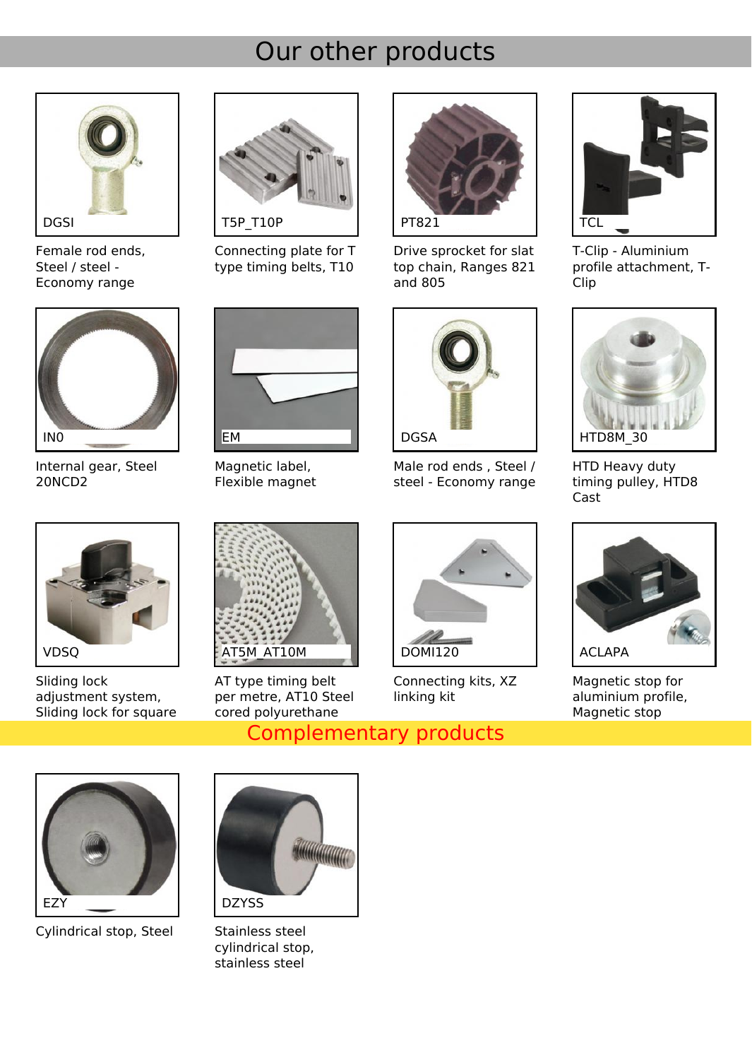# Our other products

DGSI

Female rod ends, Steel / steel - Economy range

T5P_T10P

Connecting plate for T type timing belts, T10

PT821

Drive sprocket for slat top chain, Ranges 821 and 805

TCL

T-Clip - Aluminium profile attachment, T-Clip

IN0

Internal gear, Steel 20NCD2

EM

Magnetic label, Flexible magnet

DGSA

Male rod ends , Steel / steel - Economy range

HTD8M_30

HTD Heavy duty timing pulley, HTD8 Cast

VDSQ

Sliding lock adjustment system, Sliding lock for square

AT5M_AT10M

AT type timing belt per metre, AT10 Steel cored polyurethane

DOMI120

Connecting kits, XZ linking kit

ACLAPA

Magnetic stop for aluminium profile, Magnetic stop

# Complementary products

EZY

Cylindrical stop, Steel

DZYSS

Stainless steel cylindrical stop, stainless steel